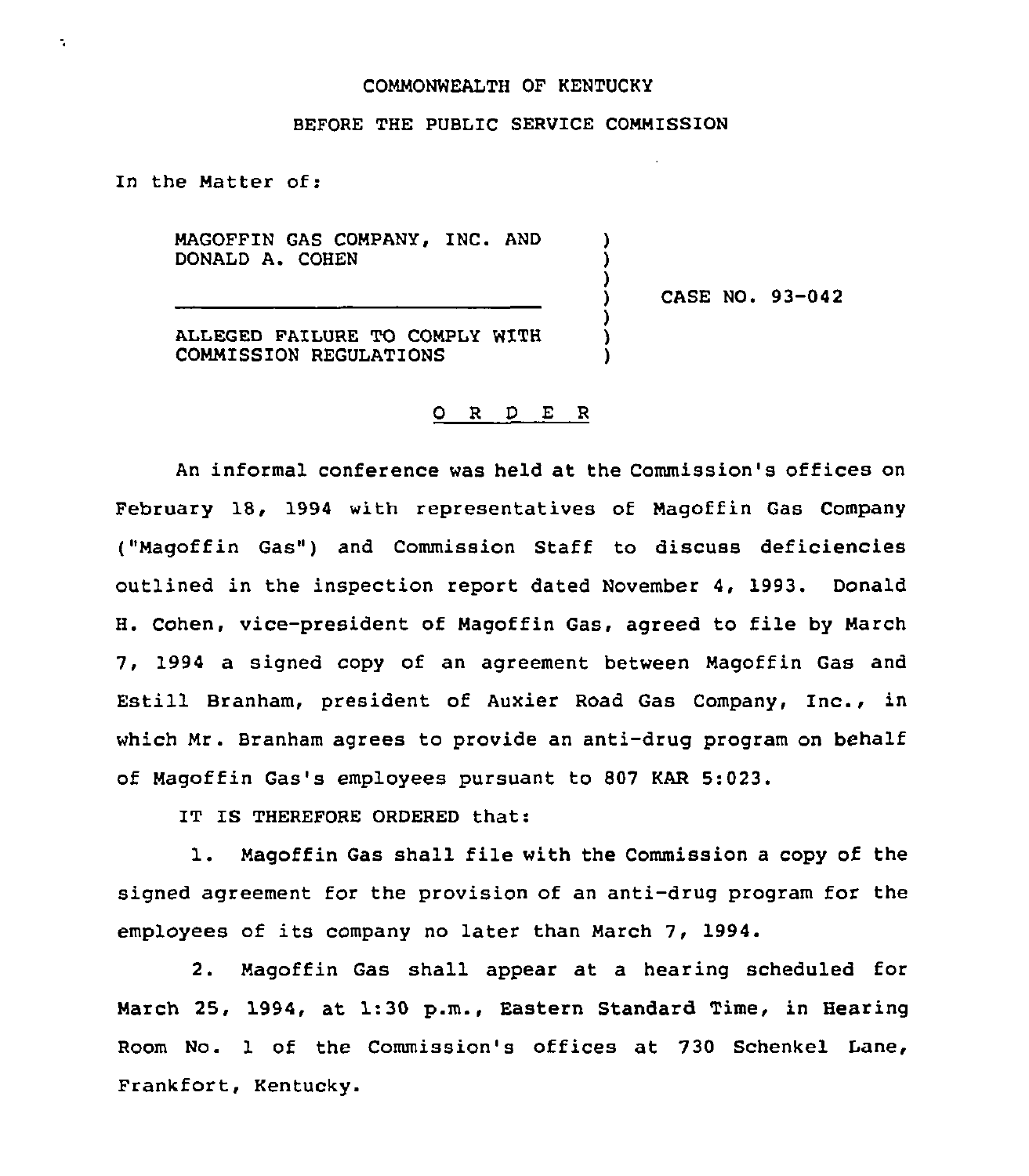COMMONWEALTH OF KENTUCKY

BEFORE THE PUBLIC SERVICE COMMISSION

In the Matter of:

MAGOFFIN GAS COMPANY, INC. AND DONALD A. COHEN

ALLEGED FAILURE TO COMPLY WITH COMMISSION REGULATIONS

CASE NO. 93-042

O R D E R

An informal conference was held at the Commission's offices on February 18, 1994 with representatives of Magoffin Gas Company ("Magoffin Gas") and Commission Staff to discuss deficiencies outlined in the inspection report dated November 4, 1993. Donald H. Cohen, vice-president of Magoffin Gas, agreed to file by March 7, 1994 a signed copy of an agreement between Magoffin Gas and Estill Branham, president of Auxier Road Gas Company, Inc., in which Mr. Branham agrees to provide an anti-drug program on behalf of Magoffin Gas's employees pursuant to 807 KAR 5:023.

IT IS THEREFORE ORDERED that:

1. Magoffin Gas shall file with the Commission a copy of the signed agreement for the provision of an anti-drug program for the employees of its company no later than March 7, 1994.

2. Magoffin Gas shall appear at a hearing scheduled for March 25, 1994, at 1:30 p.m., Eastern Standard Time, in Hearing Room No. 1 of the Commission's offices at 730 Schenkel Lane, Frankfort, Kentucky.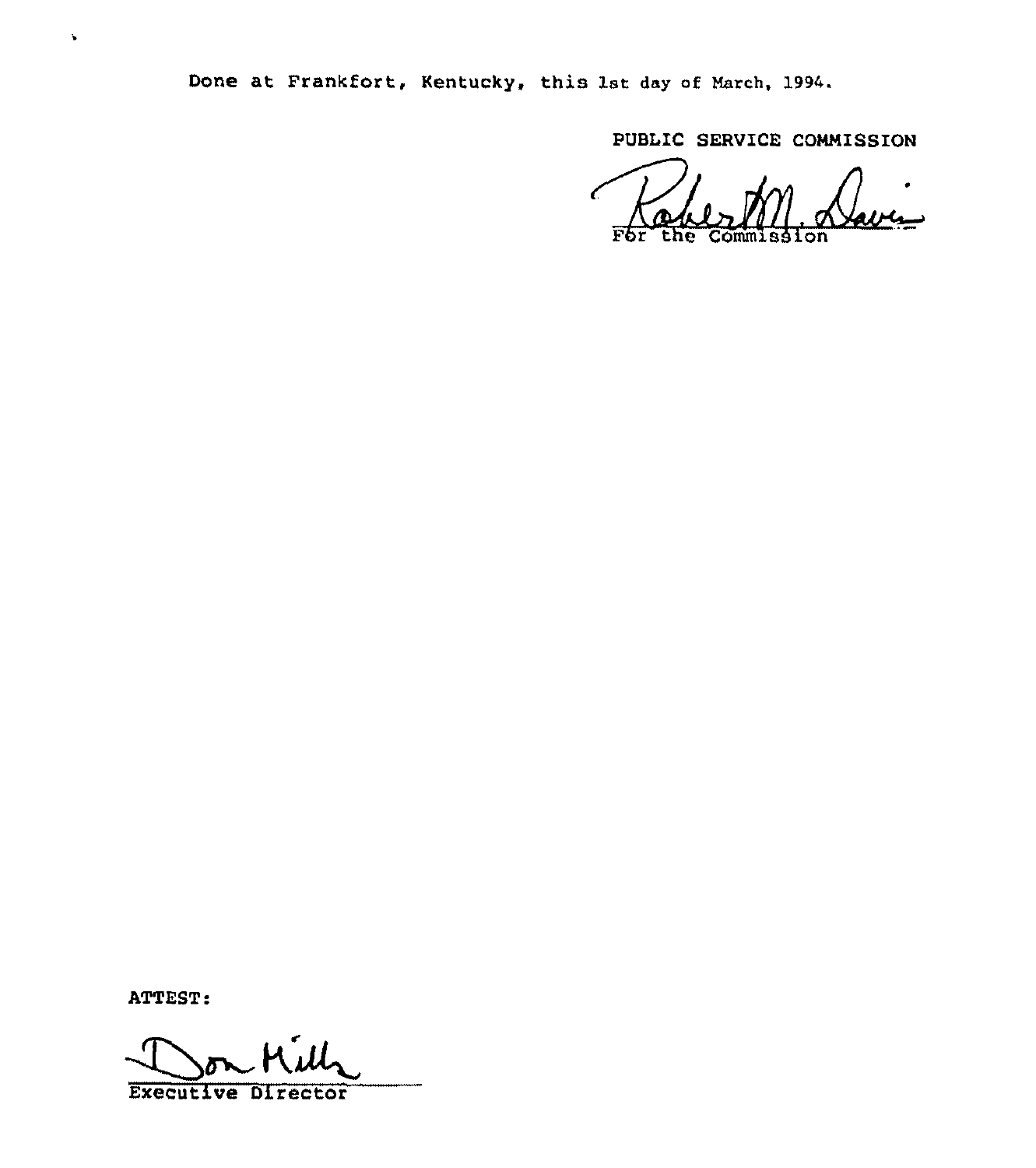Done at Frankfort, Kentucky, this 1st day of March, 1994.

PUBLIC SERVICE COMMISSION

For the Commission

ATTEST:

Executive Director